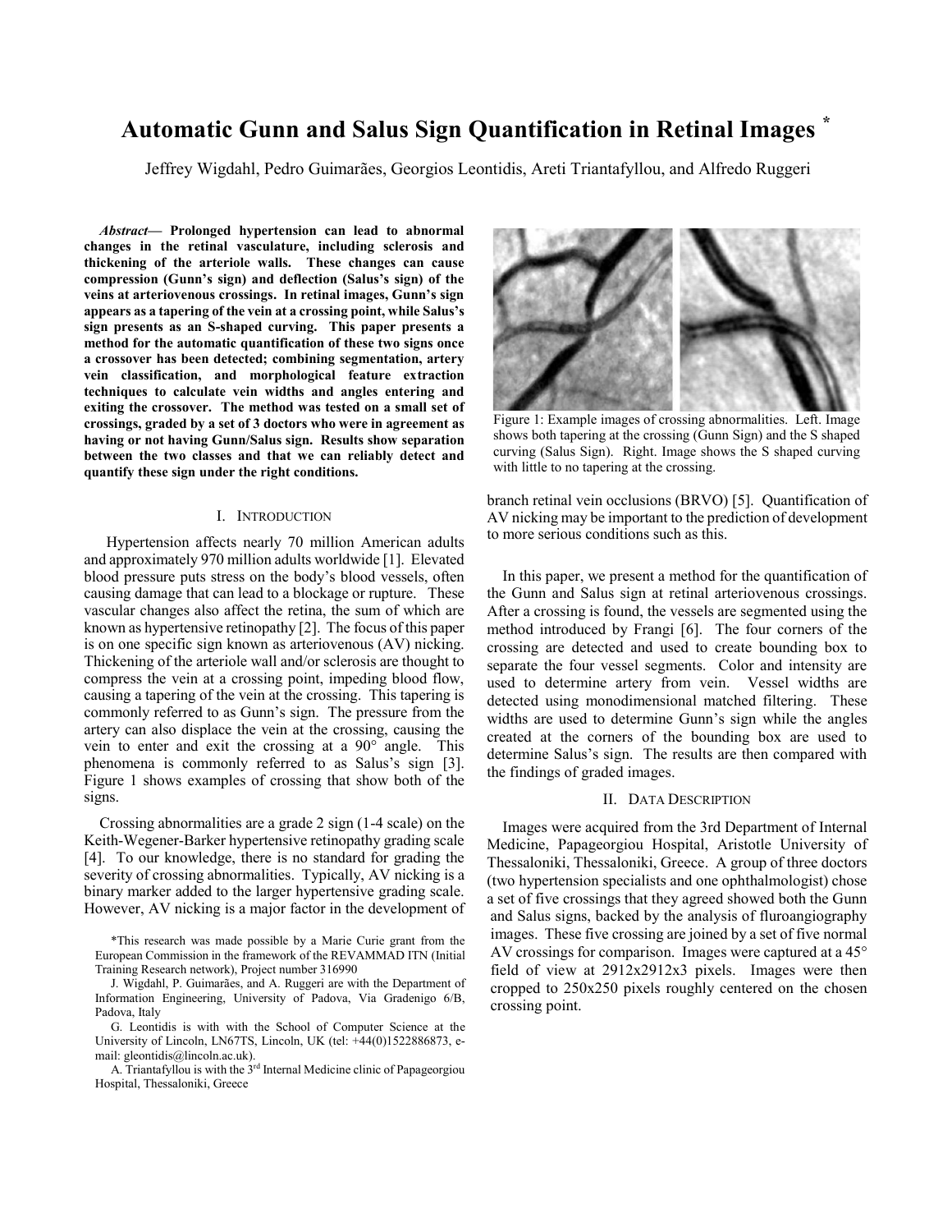# Automatic Gunn and Salus Sign Quantification in Retinal Images *

Jeffrey Wigdahl, Pedro Guimarães, Georgios Leontidis, Areti Triantafyllou, and Alfredo Ruggeri

***Abstract*— Prolonged hypertension can lead to abnormal changes in the retinal vasculature, including sclerosis and thickening of the arteriole walls. These changes can cause compression (Gunn's sign) and deflection (Salus's sign) of the veins at arteriovenous crossings. In retinal images, Gunn's sign appears as a tapering of the vein at a crossing point, while Salus's sign presents as an S-shaped curving. This paper presents a method for the automatic quantification of these two signs once a crossover has been detected; combining segmentation, artery vein classification, and morphological feature extraction techniques to calculate vein widths and angles entering and exiting the crossover. The method was tested on a small set of crossings, graded by a set of 3 doctors who were in agreement as having or not having Gunn/Salus sign. Results show separation between the two classes and that we can reliably detect and quantify these sign under the right conditions.**

## I. Introduction

Hypertension affects nearly 70 million American adults and approximately 970 million adults worldwide [1]. Elevated blood pressure puts stress on the body's blood vessels, often causing damage that can lead to a blockage or rupture. These vascular changes also affect the retina, the sum of which are known as hypertensive retinopathy [2]. The focus of this paper is on one specific sign known as arteriovenous (AV) nicking. Thickening of the arteriole wall and/or sclerosis are thought to compress the vein at a crossing point, impeding blood flow, causing a tapering of the vein at the crossing. This tapering is commonly referred to as Gunn's sign. The pressure from the artery can also displace the vein at the crossing, causing the vein to enter and exit the crossing at a 90° angle. This phenomena is commonly referred to as Salus's sign [3]. Figure 1 shows examples of crossing that show both of the signs.

Crossing abnormalities are a grade 2 sign (1-4 scale) on the Keith-Wegener-Barker hypertensive retinopathy grading scale [4]. To our knowledge, there is no standard for grading the severity of crossing abnormalities. Typically, AV nicking is a binary marker added to the larger hypertensive grading scale. However, AV nicking is a major factor in the development of branch retinal vein occlusions (BRVO) [5]. Quantification of AV nicking may be important to the prediction of development to more serious conditions such as this.

Figure 1: Example images of crossing abnormalities. Left. Image shows both tapering at the crossing (Gunn Sign) and the S shaped curving (Salus Sign). Right. Image shows the S shaped curving with little to no tapering at the crossing.

In this paper, we present a method for the quantification of the Gunn and Salus sign at retinal arteriovenous crossings. After a crossing is found, the vessels are segmented using the method introduced by Frangi [6]. The four corners of the crossing are detected and used to create bounding box to separate the four vessel segments. Color and intensity are used to determine artery from vein. Vessel widths are detected using monodimensional matched filtering. These widths are used to determine Gunn's sign while the angles created at the corners of the bounding box are used to determine Salus's sign. The results are then compared with the findings of graded images.

## II. Data Description

Images were acquired from the 3rd Department of Internal Medicine, Papageorgiou Hospital, Aristotle University of Thessaloniki, Thessaloniki, Greece. A group of three doctors (two hypertension specialists and one ophthalmologist) chose a set of five crossings that they agreed showed both the Gunn and Salus signs, backed by the analysis of fluroangiography images. These five crossing are joined by a set of five normal AV crossings for comparison. Images were captured at a 45° field of view at 2912x2912x3 pixels. Images were then cropped to 250x250 pixels roughly centered on the chosen crossing point.

---

*This research was made possible by a Marie Curie grant from the European Commission in the framework of the REVAMMAD ITN (Initial Training Research network), Project number 316990

J. Wigdahl, P. Guimarães, and A. Ruggeri are with the Department of Information Engineering, University of Padova, Via Gradenigo 6/B, Padova, Italy

G. Leontidis is with with the School of Computer Science at the University of Lincoln, LN67TS, Lincoln, UK (tel: +44(0)1522886873, e-mail: gleontidis@lincoln.ac.uk).

A. Triantafyllou is with the 3rd Internal Medicine clinic of Papageorgiou Hospital, Thessaloniki, Greece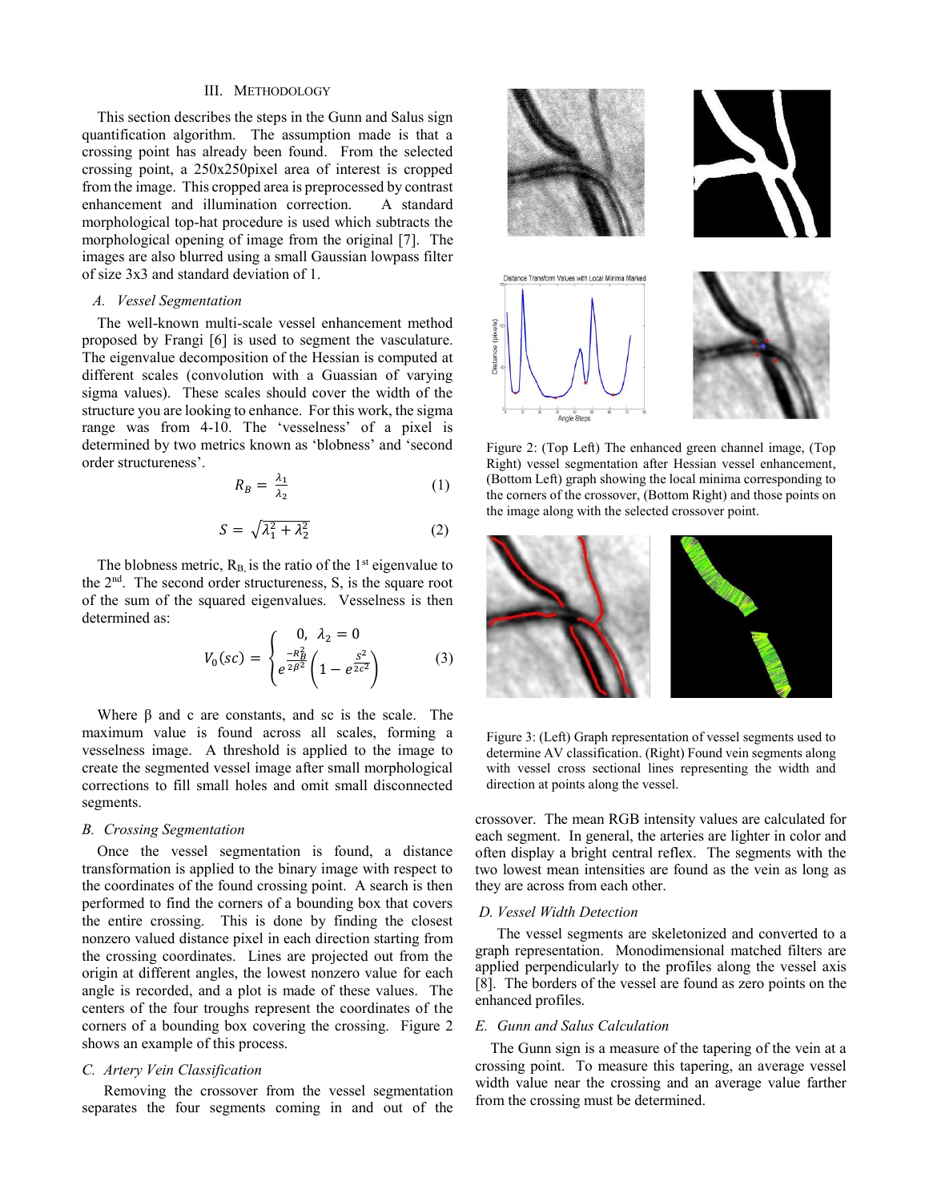## III. METHODOLOGY

This section describes the steps in the Gunn and Salus sign quantification algorithm. The assumption made is that a crossing point has already been found. From the selected crossing point, a 250x250pixel area of interest is cropped from the image. This cropped area is preprocessed by contrast enhancement and illumination correction. A standard morphological top-hat procedure is used which subtracts the morphological opening of image from the original [7]. The images are also blurred using a small Gaussian lowpass filter of size 3x3 and standard deviation of 1.

### A. Vessel Segmentation

The well-known multi-scale vessel enhancement method proposed by Frangi [6] is used to segment the vasculature. The eigenvalue decomposition of the Hessian is computed at different scales (convolution with a Guassian of varying sigma values). These scales should cover the width of the structure you are looking to enhance. For this work, the sigma range was from 4-10. The 'vesselness' of a pixel is determined by two metrics known as 'blobness' and 'second order structureness'.

$$R_B = \frac{\lambda_1}{\lambda_2} \quad (1)$$

$$S = \sqrt{\lambda_1^2 + \lambda_2^2} \quad (2)$$

The blobness metric, $R_B$, is the ratio of the 1st eigenvalue to the 2nd. The second order structureness, S, is the square root of the sum of the squared eigenvalues. Vesselness is then determined as:

$$V_0(sc) = \begin{cases} 0, \ \lambda_2 = 0 \\ e^{\frac{-R_B^2}{2\beta^2}}\left(1 - e^{\frac{s^2}{2c^2}}\right) \end{cases} \quad (3)$$

Where β and c are constants, and sc is the scale. The maximum value is found across all scales, forming a vesselness image. A threshold is applied to the image to create the segmented vessel image after small morphological corrections to fill small holes and omit small disconnected segments.

### B. Crossing Segmentation

Once the vessel segmentation is found, a distance transformation is applied to the binary image with respect to the coordinates of the found crossing point. A search is then performed to find the corners of a bounding box that covers the entire crossing. This is done by finding the closest nonzero valued distance pixel in each direction starting from the crossing coordinates. Lines are projected out from the origin at different angles, the lowest nonzero value for each angle is recorded, and a plot is made of these values. The centers of the four troughs represent the coordinates of the corners of a bounding box covering the crossing. Figure 2 shows an example of this process.

### C. Artery Vein Classification

Removing the crossover from the vessel segmentation separates the four segments coming in and out of the crossover. The mean RGB intensity values are calculated for each segment. In general, the arteries are lighter in color and often display a bright central reflex. The segments with the two lowest mean intensities are found as the vein as long as they are across from each other.

Figure 2: (Top Left) The enhanced green channel image, (Top Right) vessel segmentation after Hessian vessel enhancement, (Bottom Left) graph showing the local minima corresponding to the corners of the crossover, (Bottom Right) and those points on the image along with the selected crossover point.

Figure 3: (Left) Graph representation of vessel segments used to determine AV classification. (Right) Found vein segments along with vessel cross sectional lines representing the width and direction at points along the vessel.

### D. Vessel Width Detection

The vessel segments are skeletonized and converted to a graph representation. Monodimensional matched filters are applied perpendicularly to the profiles along the vessel axis [8]. The borders of the vessel are found as zero points on the enhanced profiles.

### E. Gunn and Salus Calculation

The Gunn sign is a measure of the tapering of the vein at a crossing point. To measure this tapering, an average vessel width value near the crossing and an average value farther from the crossing must be determined.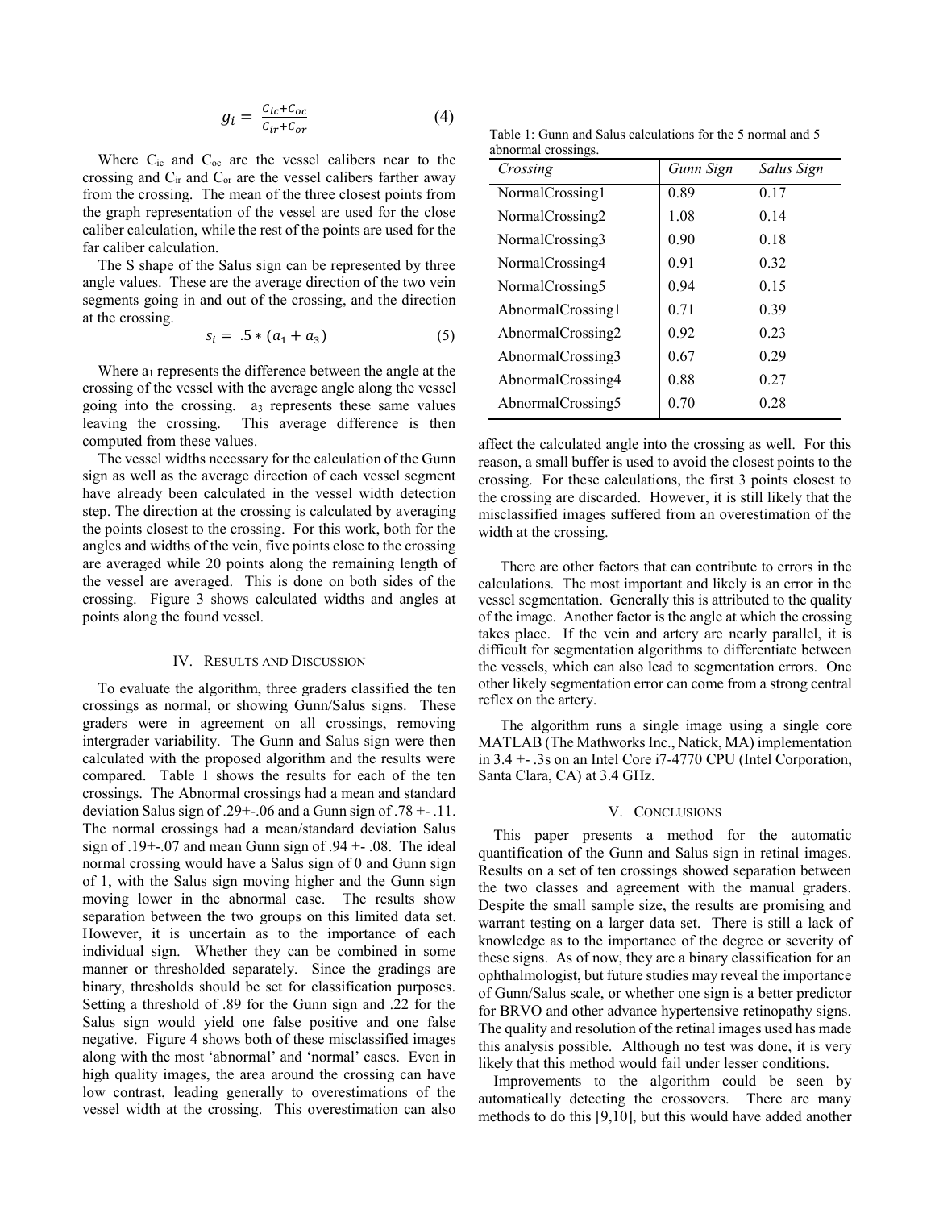$$g_i = \frac{C_{ic}+C_{oc}}{C_{ir}+C_{or}} \tag{4}$$

Where $C_{ic}$ and $C_{oc}$ are the vessel calibers near to the crossing and $C_{ir}$ and $C_{or}$ are the vessel calibers farther away from the crossing. The mean of the three closest points from the graph representation of the vessel are used for the close caliber calculation, while the rest of the points are used for the far caliber calculation.

The S shape of the Salus sign can be represented by three angle values. These are the average direction of the two vein segments going in and out of the crossing, and the direction at the crossing.

$$s_i = .5 * (a_1 + a_3) \tag{5}$$

Where $a_1$ represents the difference between the angle at the crossing of the vessel with the average angle along the vessel going into the crossing. $a_3$ represents these same values leaving the crossing. This average difference is then computed from these values.

The vessel widths necessary for the calculation of the Gunn sign as well as the average direction of each vessel segment have already been calculated in the vessel width detection step. The direction at the crossing is calculated by averaging the points closest to the crossing. For this work, both for the angles and widths of the vein, five points close to the crossing are averaged while 20 points along the remaining length of the vessel are averaged. This is done on both sides of the crossing. Figure 3 shows calculated widths and angles at points along the found vessel.

## IV. Results and Discussion

To evaluate the algorithm, three graders classified the ten crossings as normal, or showing Gunn/Salus signs. These graders were in agreement on all crossings, removing intergrader variability. The Gunn and Salus sign were then calculated with the proposed algorithm and the results were compared. Table 1 shows the results for each of the ten crossings. The Abnormal crossings had a mean and standard deviation Salus sign of .29+-.06 and a Gunn sign of .78 +- .11. The normal crossings had a mean/standard deviation Salus sign of .19+-.07 and mean Gunn sign of .94 +- .08. The ideal normal crossing would have a Salus sign of 0 and Gunn sign of 1, with the Salus sign moving higher and the Gunn sign moving lower in the abnormal case. The results show separation between the two groups on this limited data set. However, it is uncertain as to the importance of each individual sign. Whether they can be combined in some manner or thresholded separately. Since the gradings are binary, thresholds should be set for classification purposes. Setting a threshold of .89 for the Gunn sign and .22 for the Salus sign would yield one false positive and one false negative. Figure 4 shows both of these misclassified images along with the most 'abnormal' and 'normal' cases. Even in high quality images, the area around the crossing can have low contrast, leading generally to overestimations of the vessel width at the crossing. This overestimation can also affect the calculated angle into the crossing as well. For this reason, a small buffer is used to avoid the closest points to the crossing. For these calculations, the first 3 points closest to the crossing are discarded. However, it is still likely that the misclassified images suffered from an overestimation of the width at the crossing.

Table 1: Gunn and Salus calculations for the 5 normal and 5 abnormal crossings.

| *Crossing* | *Gunn Sign* | *Salus Sign* |
|---|---|---|
| NormalCrossing1 | 0.89 | 0.17 |
| NormalCrossing2 | 1.08 | 0.14 |
| NormalCrossing3 | 0.90 | 0.18 |
| NormalCrossing4 | 0.91 | 0.32 |
| NormalCrossing5 | 0.94 | 0.15 |
| AbnormalCrossing1 | 0.71 | 0.39 |
| AbnormalCrossing2 | 0.92 | 0.23 |
| AbnormalCrossing3 | 0.67 | 0.29 |
| AbnormalCrossing4 | 0.88 | 0.27 |
| AbnormalCrossing5 | 0.70 | 0.28 |

There are other factors that can contribute to errors in the calculations. The most important and likely is an error in the vessel segmentation. Generally this is attributed to the quality of the image. Another factor is the angle at which the crossing takes place. If the vein and artery are nearly parallel, it is difficult for segmentation algorithms to differentiate between the vessels, which can also lead to segmentation errors. One other likely segmentation error can come from a strong central reflex on the artery.

The algorithm runs a single image using a single core MATLAB (The Mathworks Inc., Natick, MA) implementation in 3.4 +- .3s on an Intel Core i7-4770 CPU (Intel Corporation, Santa Clara, CA) at 3.4 GHz.

## V. Conclusions

This paper presents a method for the automatic quantification of the Gunn and Salus sign in retinal images. Results on a set of ten crossings showed separation between the two classes and agreement with the manual graders. Despite the small sample size, the results are promising and warrant testing on a larger data set. There is still a lack of knowledge as to the importance of the degree or severity of these signs. As of now, they are a binary classification for an ophthalmologist, but future studies may reveal the importance of Gunn/Salus scale, or whether one sign is a better predictor for BRVO and other advance hypertensive retinopathy signs. The quality and resolution of the retinal images used has made this analysis possible. Although no test was done, it is very likely that this method would fail under lesser conditions.

Improvements to the algorithm could be seen by automatically detecting the crossovers. There are many methods to do this [9,10], but this would have added another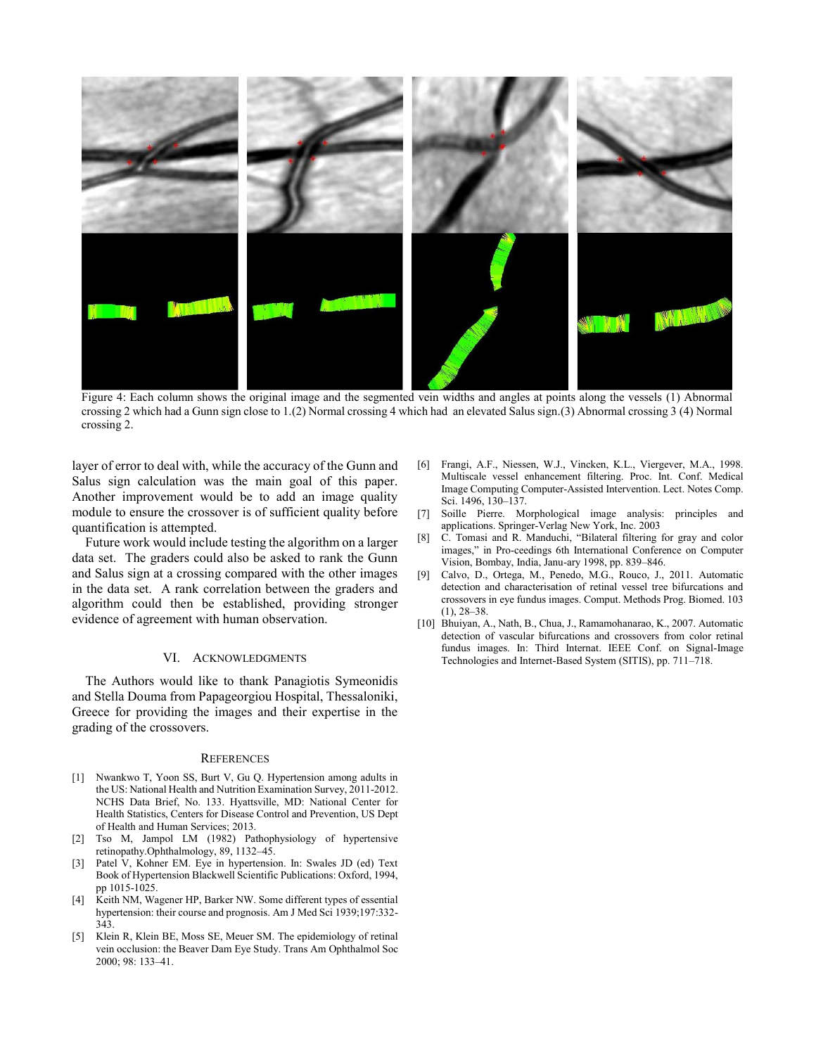Figure 4: Each column shows the original image and the segmented vein widths and angles at points along the vessels (1) Abnormal crossing 2 which had a Gunn sign close to 1.(2) Normal crossing 4 which had an elevated Salus sign.(3) Abnormal crossing 3 (4) Normal crossing 2.

layer of error to deal with, while the accuracy of the Gunn and Salus sign calculation was the main goal of this paper. Another improvement would be to add an image quality module to ensure the crossover is of sufficient quality before quantification is attempted.

Future work would include testing the algorithm on a larger data set. The graders could also be asked to rank the Gunn and Salus sign at a crossing compared with the other images in the data set. A rank correlation between the graders and algorithm could then be established, providing stronger evidence of agreement with human observation.

## VI. Acknowledgments

The Authors would like to thank Panagiotis Symeonidis and Stella Douma from Papageorgiou Hospital, Thessaloniki, Greece for providing the images and their expertise in the grading of the crossovers.

## References

[1] Nwankwo T, Yoon SS, Burt V, Gu Q. Hypertension among adults in the US: National Health and Nutrition Examination Survey, 2011-2012. NCHS Data Brief, No. 133. Hyattsville, MD: National Center for Health Statistics, Centers for Disease Control and Prevention, US Dept of Health and Human Services; 2013.

[2] Tso M, Jampol LM (1982) Pathophysiology of hypertensive retinopathy.Ophthalmology, 89, 1132–45.

[3] Patel V, Kohner EM. Eye in hypertension. In: Swales JD (ed) Text Book of Hypertension Blackwell Scientific Publications: Oxford, 1994, pp 1015-1025.

[4] Keith NM, Wagener HP, Barker NW. Some different types of essential hypertension: their course and prognosis. Am J Med Sci 1939;197:332-343.

[5] Klein R, Klein BE, Moss SE, Meuer SM. The epidemiology of retinal vein occlusion: the Beaver Dam Eye Study. Trans Am Ophthalmol Soc 2000; 98: 133–41.

[6] Frangi, A.F., Niessen, W.J., Vincken, K.L., Viergever, M.A., 1998. Multiscale vessel enhancement filtering. Proc. Int. Conf. Medical Image Computing Computer-Assisted Intervention. Lect. Notes Comp. Sci. 1496, 130–137.

[7] Soille Pierre. Morphological image analysis: principles and applications. Springer-Verlag New York, Inc. 2003

[8] C. Tomasi and R. Manduchi, "Bilateral filtering for gray and color images," in Pro-ceedings 6th International Conference on Computer Vision, Bombay, India, Janu-ary 1998, pp. 839–846.

[9] Calvo, D., Ortega, M., Penedo, M.G., Rouco, J., 2011. Automatic detection and characterisation of retinal vessel tree bifurcations and crossovers in eye fundus images. Comput. Methods Prog. Biomed. 103 (1), 28–38.

[10] Bhuiyan, A., Nath, B., Chua, J., Ramamohanarao, K., 2007. Automatic detection of vascular bifurcations and crossovers from color retinal fundus images. In: Third Internat. IEEE Conf. on Signal-Image Technologies and Internet-Based System (SITIS), pp. 711–718.